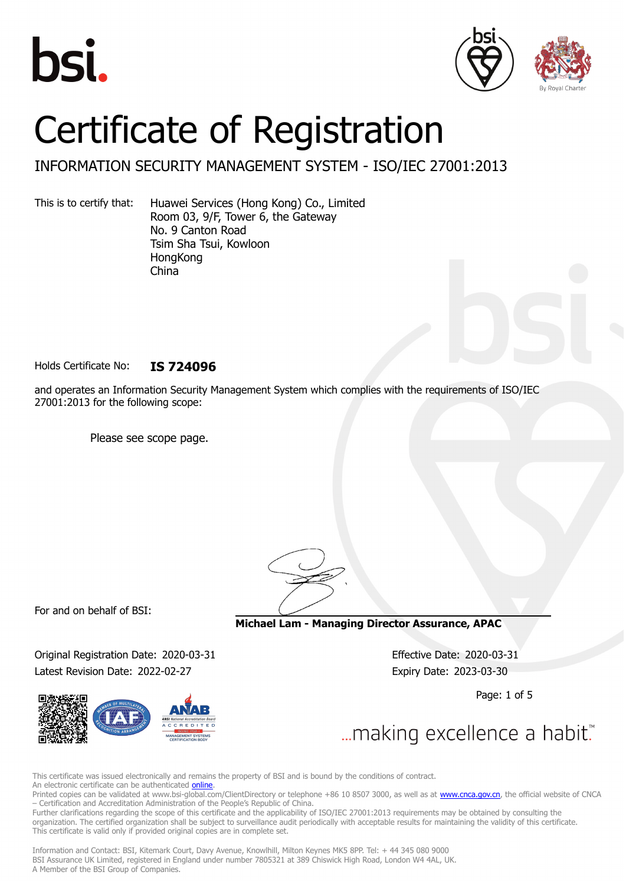# Certificate of Registration

## INFORMATION SECURITY MANAGEMENT SYSTEM - ISO/IEC 27001:2013

This is to certify that: Huawei Services (Hong Kong) Co., Limited
Room 03, 9/F, Tower 6, the Gateway
No. 9 Canton Road
Tsim Sha Tsui, Kowloon
HongKong
China

Holds Certificate No: **IS 724096**

and operates an Information Security Management System which complies with the requirements of ISO/IEC 27001:2013 for the following scope:

Please see scope page.

For and on behalf of BSI:

**Michael Lam - Managing Director Assurance, APAC**

Original Registration Date: 2020-03-31

Latest Revision Date: 2022-02-27

Effective Date: 2020-03-31

Expiry Date: 2023-03-30

...making excellence a habit.™

This certificate was issued electronically and remains the property of BSI and is bound by the conditions of contract.
An electronic certificate can be authenticated online.
Printed copies can be validated at www.bsi-global.com/ClientDirectory or telephone +86 10 8507 3000, as well as at www.cnca.gov.cn, the official website of CNCA – Certification and Accreditation Administration of the People's Republic of China.
Further clarifications regarding the scope of this certificate and the applicability of ISO/IEC 27001:2013 requirements may be obtained by consulting the organization. The certified organization shall be subject to surveillance audit periodically with acceptable results for maintaining the validity of this certificate.
This certificate is valid only if provided original copies are in complete set.

Information and Contact: BSI, Kitemark Court, Davy Avenue, Knowlhill, Milton Keynes MK5 8PP. Tel: + 44 345 080 9000
BSI Assurance UK Limited, registered in England under number 7805321 at 389 Chiswick High Road, London W4 4AL, UK.
A Member of the BSI Group of Companies.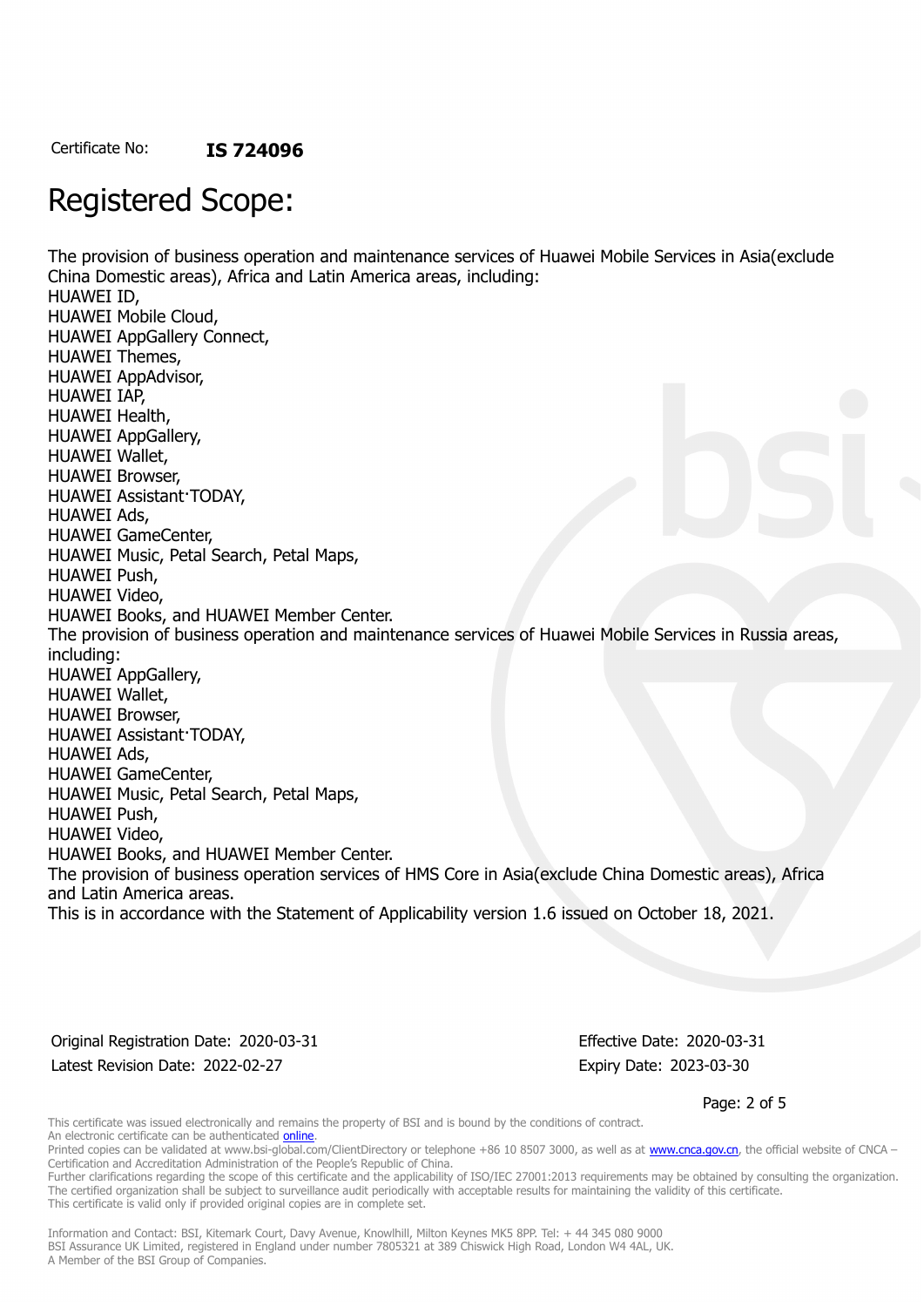Certificate No: **IS 724096**

# Registered Scope:

The provision of business operation and maintenance services of Huawei Mobile Services in Asia(exclude China Domestic areas), Africa and Latin America areas, including:
HUAWEI ID,
HUAWEI Mobile Cloud,
HUAWEI AppGallery Connect,
HUAWEI Themes,
HUAWEI AppAdvisor,
HUAWEI IAP,
HUAWEI Health,
HUAWEI AppGallery,
HUAWEI Wallet,
HUAWEI Browser,
HUAWEI Assistant·TODAY,
HUAWEI Ads,
HUAWEI GameCenter,
HUAWEI Music, Petal Search, Petal Maps,
HUAWEI Push,
HUAWEI Video,
HUAWEI Books, and HUAWEI Member Center.
The provision of business operation and maintenance services of Huawei Mobile Services in Russia areas, including:
HUAWEI AppGallery,
HUAWEI Wallet,
HUAWEI Browser,
HUAWEI Assistant·TODAY,
HUAWEI Ads,
HUAWEI GameCenter,
HUAWEI Music, Petal Search, Petal Maps,
HUAWEI Push,
HUAWEI Video,
HUAWEI Books, and HUAWEI Member Center.
The provision of business operation services of HMS Core in Asia(exclude China Domestic areas), Africa and Latin America areas.
This is in accordance with the Statement of Applicability version 1.6 issued on October 18, 2021.

Original Registration Date: 2020-03-31
Latest Revision Date: 2022-02-27

Effective Date: 2020-03-31
Expiry Date: 2023-03-30

This certificate was issued electronically and remains the property of BSI and is bound by the conditions of contract.
An electronic certificate can be authenticated online.
Printed copies can be validated at www.bsi-global.com/ClientDirectory or telephone +86 10 8507 3000, as well as at www.cnca.gov.cn, the official website of CNCA – Certification and Accreditation Administration of the People's Republic of China.
Further clarifications regarding the scope of this certificate and the applicability of ISO/IEC 27001:2013 requirements may be obtained by consulting the organization.
The certified organization shall be subject to surveillance audit periodically with acceptable results for maintaining the validity of this certificate.
This certificate is valid only if provided original copies are in complete set.

Information and Contact: BSI, Kitemark Court, Davy Avenue, Knowlhill, Milton Keynes MK5 8PP. Tel: + 44 345 080 9000
BSI Assurance UK Limited, registered in England under number 7805321 at 389 Chiswick High Road, London W4 4AL, UK.
A Member of the BSI Group of Companies.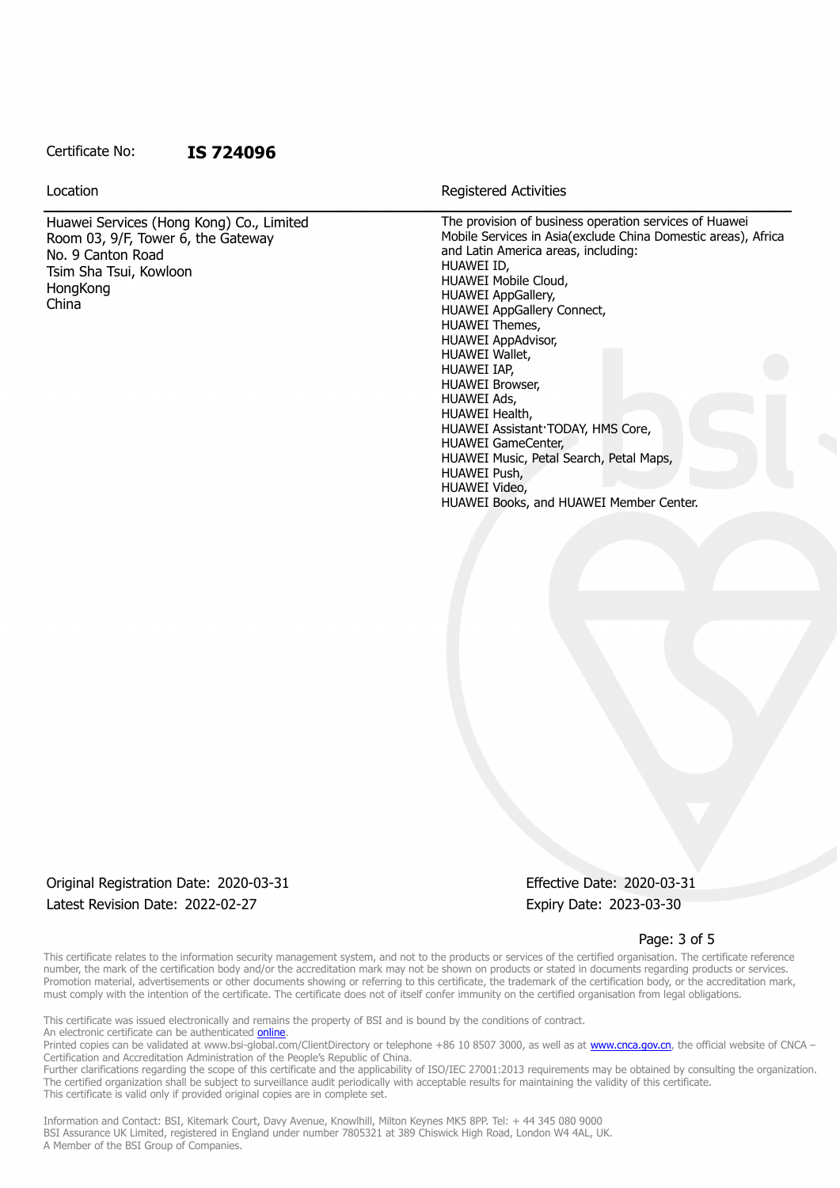Certificate No: **IS 724096**

| Location | Registered Activities |
| --- | --- |
| Huawei Services (Hong Kong) Co., Limited<br>Room 03, 9/F, Tower 6, the Gateway<br>No. 9 Canton Road<br>Tsim Sha Tsui, Kowloon<br>HongKong<br>China | The provision of business operation services of Huawei Mobile Services in Asia(exclude China Domestic areas), Africa and Latin America areas, including:<br>HUAWEI ID,<br>HUAWEI Mobile Cloud,<br>HUAWEI AppGallery,<br>HUAWEI AppGallery Connect,<br>HUAWEI Themes,<br>HUAWEI AppAdvisor,<br>HUAWEI Wallet,<br>HUAWEI IAP,<br>HUAWEI Browser,<br>HUAWEI Ads,<br>HUAWEI Health,<br>HUAWEI Assistant·TODAY, HMS Core,<br>HUAWEI GameCenter,<br>HUAWEI Music, Petal Search, Petal Maps,<br>HUAWEI Push,<br>HUAWEI Video,<br>HUAWEI Books, and HUAWEI Member Center. |

Original Registration Date: 2020-03-31
Latest Revision Date: 2022-02-27

Effective Date: 2020-03-31
Expiry Date: 2023-03-30

This certificate relates to the information security management system, and not to the products or services of the certified organisation. The certificate reference number, the mark of the certification body and/or the accreditation mark may not be shown on products or stated in documents regarding products or services. Promotion material, advertisements or other documents showing or referring to this certificate, the trademark of the certification body, or the accreditation mark, must comply with the intention of the certificate. The certificate does not of itself confer immunity on the certified organisation from legal obligations.

This certificate was issued electronically and remains the property of BSI and is bound by the conditions of contract.
An electronic certificate can be authenticated online.
Printed copies can be validated at www.bsi-global.com/ClientDirectory or telephone +86 10 8507 3000, as well as at www.cnca.gov.cn, the official website of CNCA – Certification and Accreditation Administration of the People's Republic of China.
Further clarifications regarding the scope of this certificate and the applicability of ISO/IEC 27001:2013 requirements may be obtained by consulting the organization.
The certified organization shall be subject to surveillance audit periodically with acceptable results for maintaining the validity of this certificate.
This certificate is valid only if provided original copies are in complete set.

Information and Contact: BSI, Kitemark Court, Davy Avenue, Knowlhill, Milton Keynes MK5 8PP. Tel: + 44 345 080 9000
BSI Assurance UK Limited, registered in England under number 7805321 at 389 Chiswick High Road, London W4 4AL, UK.
A Member of the BSI Group of Companies.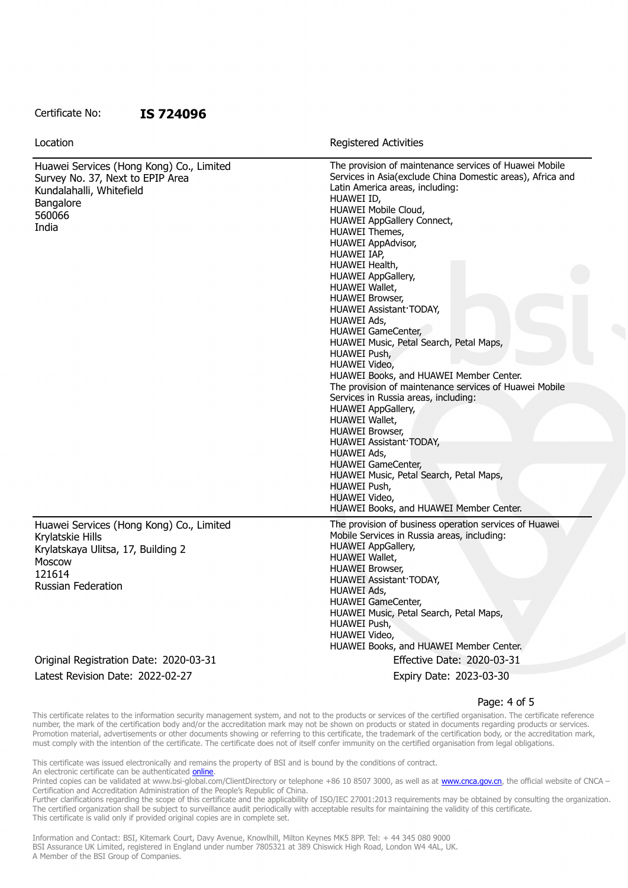Certificate No: **IS 724096**

| Location | Registered Activities |
| --- | --- |
| Huawei Services (Hong Kong) Co., Limited<br>Survey No. 37, Next to EPIP Area<br>Kundalahalli, Whitefield<br>Bangalore<br>560066<br>India | The provision of maintenance services of Huawei Mobile Services in Asia(exclude China Domestic areas), Africa and Latin America areas, including:<br>HUAWEI ID,<br>HUAWEI Mobile Cloud,<br>HUAWEI AppGallery Connect,<br>HUAWEI Themes,<br>HUAWEI AppAdvisor,<br>HUAWEI IAP,<br>HUAWEI Health,<br>HUAWEI AppGallery,<br>HUAWEI Wallet,<br>HUAWEI Browser,<br>HUAWEI Assistant·TODAY,<br>HUAWEI Ads,<br>HUAWEI GameCenter,<br>HUAWEI Music, Petal Search, Petal Maps,<br>HUAWEI Push,<br>HUAWEI Video,<br>HUAWEI Books, and HUAWEI Member Center.<br>The provision of maintenance services of Huawei Mobile Services in Russia areas, including:<br>HUAWEI AppGallery,<br>HUAWEI Wallet,<br>HUAWEI Browser,<br>HUAWEI Assistant·TODAY,<br>HUAWEI Ads,<br>HUAWEI GameCenter,<br>HUAWEI Music, Petal Search, Petal Maps,<br>HUAWEI Push,<br>HUAWEI Video,<br>HUAWEI Books, and HUAWEI Member Center. |
| Huawei Services (Hong Kong) Co., Limited<br>Krylatskie Hills<br>Krylatskaya Ulitsa, 17, Building 2<br>Moscow<br>121614<br>Russian Federation | The provision of business operation services of Huawei Mobile Services in Russia areas, including:<br>HUAWEI AppGallery,<br>HUAWEI Wallet,<br>HUAWEI Browser,<br>HUAWEI Assistant·TODAY,<br>HUAWEI Ads,<br>HUAWEI GameCenter,<br>HUAWEI Music, Petal Search, Petal Maps,<br>HUAWEI Push,<br>HUAWEI Video,<br>HUAWEI Books, and HUAWEI Member Center. |

Original Registration Date: 2020-03-31 Effective Date: 2020-03-31

Latest Revision Date: 2022-02-27 Expiry Date: 2023-03-30

This certificate relates to the information security management system, and not to the products or services of the certified organisation. The certificate reference number, the mark of the certification body and/or the accreditation mark may not be shown on products or stated in documents regarding products or services. Promotion material, advertisements or other documents showing or referring to this certificate, the trademark of the certification body, or the accreditation mark, must comply with the intention of the certificate. The certificate does not of itself confer immunity on the certified organisation from legal obligations.

This certificate was issued electronically and remains the property of BSI and is bound by the conditions of contract.
An electronic certificate can be authenticated online.
Printed copies can be validated at www.bsi-global.com/ClientDirectory or telephone +86 10 8507 3000, as well as at www.cnca.gov.cn, the official website of CNCA – Certification and Accreditation Administration of the People's Republic of China.
Further clarifications regarding the scope of this certificate and the applicability of ISO/IEC 27001:2013 requirements may be obtained by consulting the organization.
The certified organization shall be subject to surveillance audit periodically with acceptable results for maintaining the validity of this certificate.
This certificate is valid only if provided original copies are in complete set.

Information and Contact: BSI, Kitemark Court, Davy Avenue, Knowlhill, Milton Keynes MK5 8PP. Tel: + 44 345 080 9000
BSI Assurance UK Limited, registered in England under number 7805321 at 389 Chiswick High Road, London W4 4AL, UK.
A Member of the BSI Group of Companies.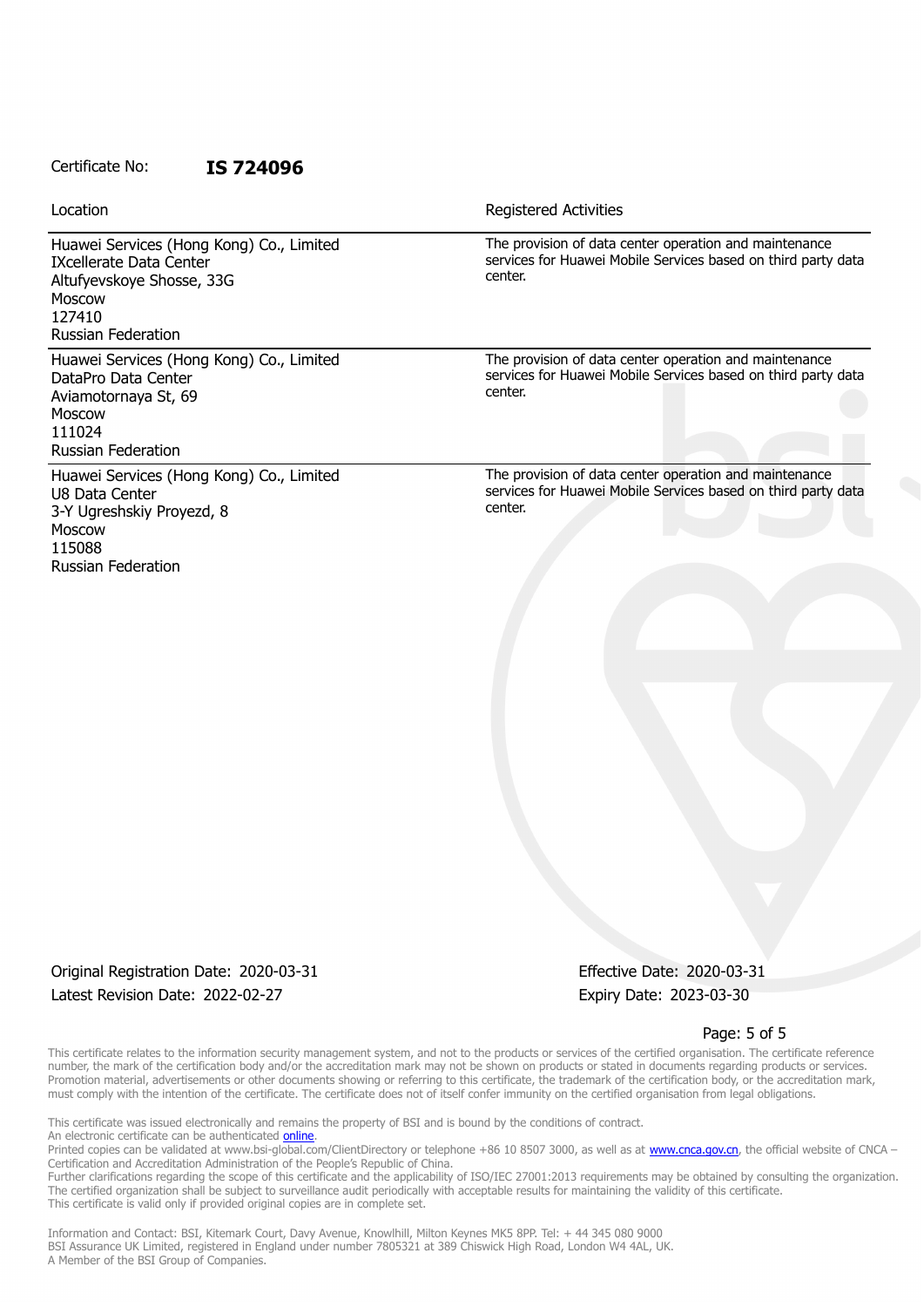Certificate No: **IS 724096**

| Location | Registered Activities |
|---|---|
| Huawei Services (Hong Kong) Co., Limited<br>IXcellerate Data Center<br>Altufyevskoye Shosse, 33G<br>Moscow<br>127410<br>Russian Federation | The provision of data center operation and maintenance services for Huawei Mobile Services based on third party data center. |
| Huawei Services (Hong Kong) Co., Limited<br>DataPro Data Center<br>Aviamotornaya St, 69<br>Moscow<br>111024<br>Russian Federation | The provision of data center operation and maintenance services for Huawei Mobile Services based on third party data center. |
| Huawei Services (Hong Kong) Co., Limited<br>U8 Data Center<br>3-Y Ugreshskiy Proyezd, 8<br>Moscow<br>115088<br>Russian Federation | The provision of data center operation and maintenance services for Huawei Mobile Services based on third party data center. |

Original Registration Date: 2020-03-31
Latest Revision Date: 2022-02-27

Effective Date: 2020-03-31
Expiry Date: 2023-03-30

This certificate relates to the information security management system, and not to the products or services of the certified organisation. The certificate reference number, the mark of the certification body and/or the accreditation mark may not be shown on products or stated in documents regarding products or services. Promotion material, advertisements or other documents showing or referring to this certificate, the trademark of the certification body, or the accreditation mark, must comply with the intention of the certificate. The certificate does not of itself confer immunity on the certified organisation from legal obligations.

This certificate was issued electronically and remains the property of BSI and is bound by the conditions of contract.
An electronic certificate can be authenticated online.
Printed copies can be validated at www.bsi-global.com/ClientDirectory or telephone +86 10 8507 3000, as well as at www.cnca.gov.cn, the official website of CNCA – Certification and Accreditation Administration of the People's Republic of China.
Further clarifications regarding the scope of this certificate and the applicability of ISO/IEC 27001:2013 requirements may be obtained by consulting the organization.
The certified organization shall be subject to surveillance audit periodically with acceptable results for maintaining the validity of this certificate.
This certificate is valid only if provided original copies are in complete set.

Information and Contact: BSI, Kitemark Court, Davy Avenue, Knowlhill, Milton Keynes MK5 8PP. Tel: + 44 345 080 9000
BSI Assurance UK Limited, registered in England under number 7805321 at 389 Chiswick High Road, London W4 4AL, UK.
A Member of the BSI Group of Companies.